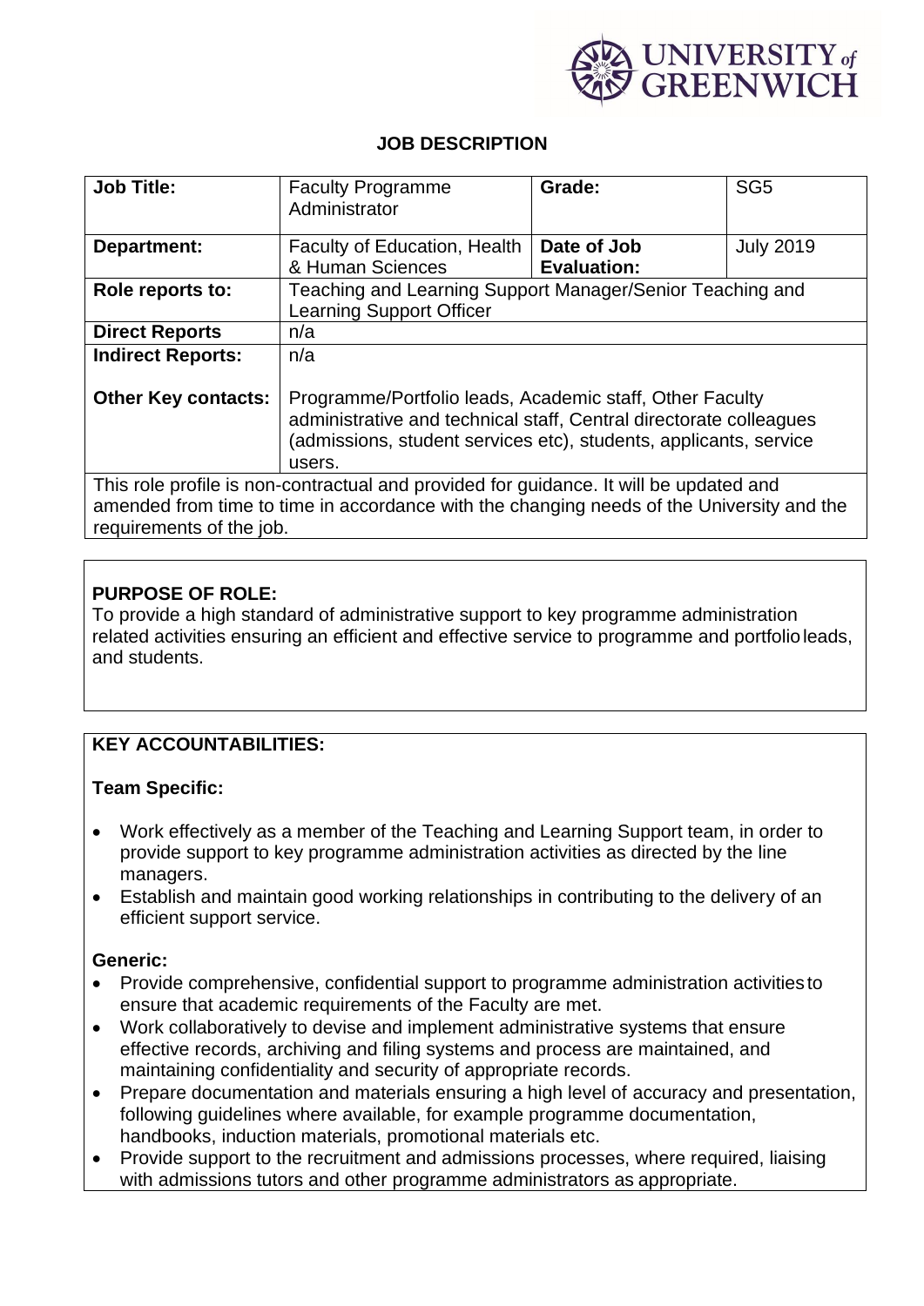UNIVERSITY of GREENWICH

# JOB DESCRIPTION

| **Job Title:** | Faculty Programme Administrator | **Grade:** | SG5 |
|---|---|---|---|
| **Department:** | Faculty of Education, Health & Human Sciences | **Date of Job Evaluation:** | July 2019 |
| **Role reports to:** | Teaching and Learning Support Manager/Senior Teaching and Learning Support Officer | | |
| **Direct Reports** | n/a | | |
| **Indirect Reports:** | n/a | | |
| **Other Key contacts:** | Programme/Portfolio leads, Academic staff, Other Faculty administrative and technical staff, Central directorate colleagues (admissions, student services etc), students, applicants, service users. | | |

This role profile is non-contractual and provided for guidance. It will be updated and amended from time to time in accordance with the changing needs of the University and the requirements of the job.

## PURPOSE OF ROLE:

To provide a high standard of administrative support to key programme administration related activities ensuring an efficient and effective service to programme and portfolio leads, and students.

## KEY ACCOUNTABILITIES:

### Team Specific:

- Work effectively as a member of the Teaching and Learning Support team, in order to provide support to key programme administration activities as directed by the line managers.
- Establish and maintain good working relationships in contributing to the delivery of an efficient support service.

### Generic:

- Provide comprehensive, confidential support to programme administration activities to ensure that academic requirements of the Faculty are met.
- Work collaboratively to devise and implement administrative systems that ensure effective records, archiving and filing systems and process are maintained, and maintaining confidentiality and security of appropriate records.
- Prepare documentation and materials ensuring a high level of accuracy and presentation, following guidelines where available, for example programme documentation, handbooks, induction materials, promotional materials etc.
- Provide support to the recruitment and admissions processes, where required, liaising with admissions tutors and other programme administrators as appropriate.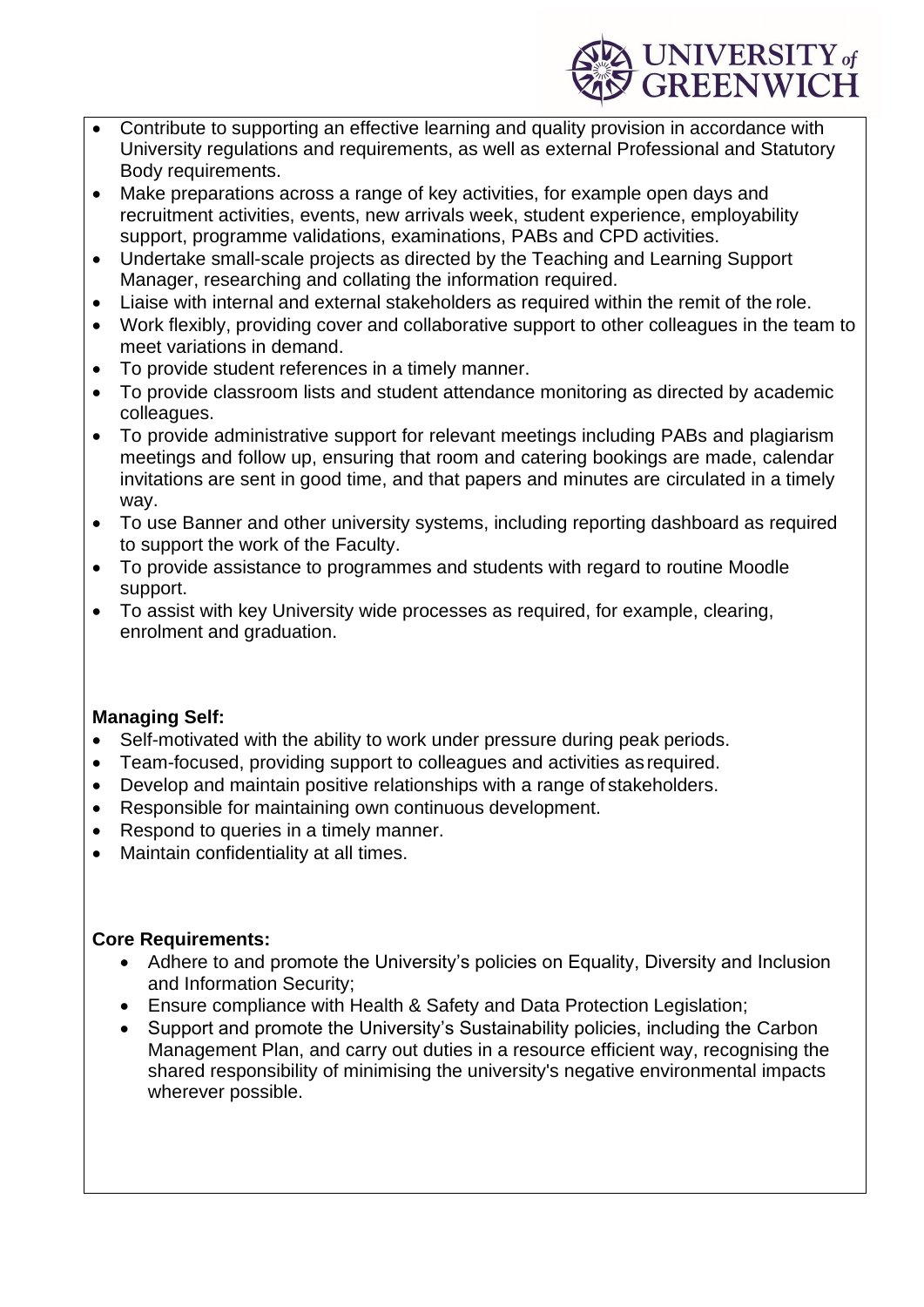- Contribute to supporting an effective learning and quality provision in accordance with University regulations and requirements, as well as external Professional and Statutory Body requirements.
- Make preparations across a range of key activities, for example open days and recruitment activities, events, new arrivals week, student experience, employability support, programme validations, examinations, PABs and CPD activities.
- Undertake small-scale projects as directed by the Teaching and Learning Support Manager, researching and collating the information required.
- Liaise with internal and external stakeholders as required within the remit of the role.
- Work flexibly, providing cover and collaborative support to other colleagues in the team to meet variations in demand.
- To provide student references in a timely manner.
- To provide classroom lists and student attendance monitoring as directed by academic colleagues.
- To provide administrative support for relevant meetings including PABs and plagiarism meetings and follow up, ensuring that room and catering bookings are made, calendar invitations are sent in good time, and that papers and minutes are circulated in a timely way.
- To use Banner and other university systems, including reporting dashboard as required to support the work of the Faculty.
- To provide assistance to programmes and students with regard to routine Moodle support.
- To assist with key University wide processes as required, for example, clearing, enrolment and graduation.

**Managing Self:**

- Self-motivated with the ability to work under pressure during peak periods.
- Team-focused, providing support to colleagues and activities as required.
- Develop and maintain positive relationships with a range of stakeholders.
- Responsible for maintaining own continuous development.
- Respond to queries in a timely manner.
- Maintain confidentiality at all times.

**Core Requirements:**

- Adhere to and promote the University's policies on Equality, Diversity and Inclusion and Information Security;
- Ensure compliance with Health & Safety and Data Protection Legislation;
- Support and promote the University's Sustainability policies, including the Carbon Management Plan, and carry out duties in a resource efficient way, recognising the shared responsibility of minimising the university's negative environmental impacts wherever possible.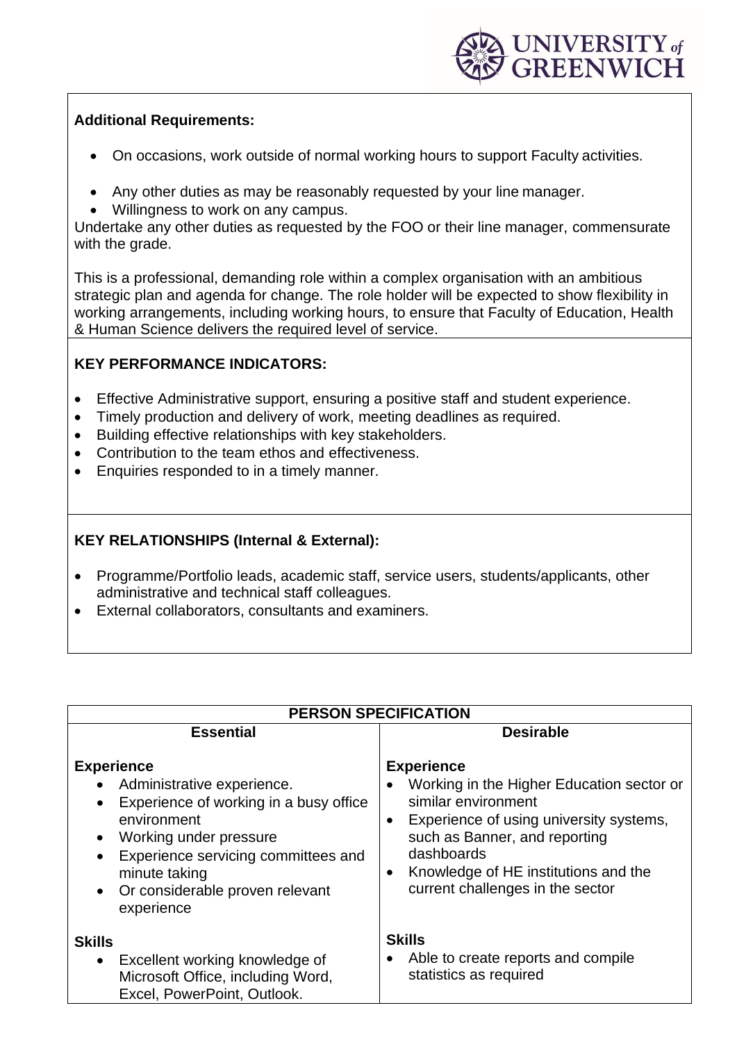**Additional Requirements:**

- On occasions, work outside of normal working hours to support Faculty activities.
- Any other duties as may be reasonably requested by your line manager.
- Willingness to work on any campus.

Undertake any other duties as requested by the FOO or their line manager, commensurate with the grade.

This is a professional, demanding role within a complex organisation with an ambitious strategic plan and agenda for change. The role holder will be expected to show flexibility in working arrangements, including working hours, to ensure that Faculty of Education, Health & Human Science delivers the required level of service.

**KEY PERFORMANCE INDICATORS:**

- Effective Administrative support, ensuring a positive staff and student experience.
- Timely production and delivery of work, meeting deadlines as required.
- Building effective relationships with key stakeholders.
- Contribution to the team ethos and effectiveness.
- Enquiries responded to in a timely manner.

**KEY RELATIONSHIPS (Internal & External):**

- Programme/Portfolio leads, academic staff, service users, students/applicants, other administrative and technical staff colleagues.
- External collaborators, consultants and examiners.

**PERSON SPECIFICATION**

| Essential | Desirable |
|---|---|
| **Experience**<br>• Administrative experience.<br>• Experience of working in a busy office environment<br>• Working under pressure<br>• Experience servicing committees and minute taking<br>• Or considerable proven relevant experience | **Experience**<br>• Working in the Higher Education sector or similar environment<br>• Experience of using university systems, such as Banner, and reporting dashboards<br>• Knowledge of HE institutions and the current challenges in the sector |
| **Skills**<br>• Excellent working knowledge of Microsoft Office, including Word, Excel, PowerPoint, Outlook. | **Skills**<br>• Able to create reports and compile statistics as required |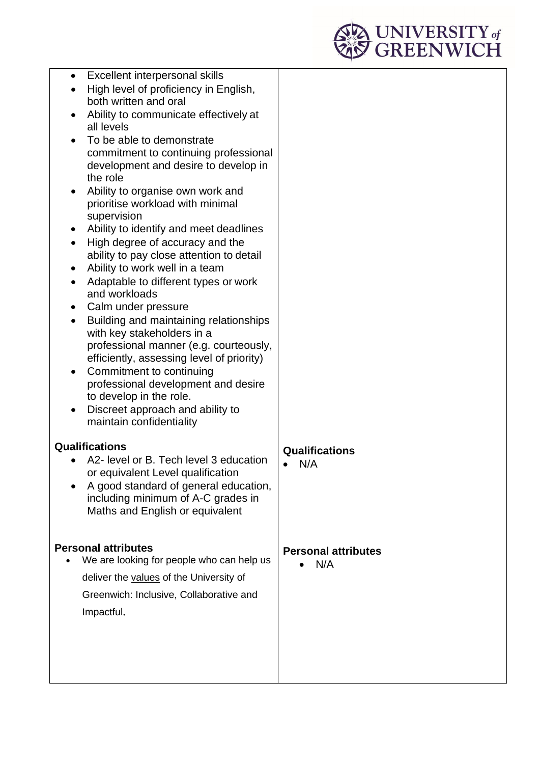| | |
|---|---|
| • Excellent interpersonal skills<br>• High level of proficiency in English, both written and oral<br>• Ability to communicate effectively at all levels<br>• To be able to demonstrate commitment to continuing professional development and desire to develop in the role<br>• Ability to organise own work and prioritise workload with minimal supervision<br>• Ability to identify and meet deadlines<br>• High degree of accuracy and the ability to pay close attention to detail<br>• Ability to work well in a team<br>• Adaptable to different types or work and workloads<br>• Calm under pressure<br>• Building and maintaining relationships with key stakeholders in a professional manner (e.g. courteously, efficiently, assessing level of priority)<br>• Commitment to continuing professional development and desire to develop in the role.<br>• Discreet approach and ability to maintain confidentiality | |
| **Qualifications**<br>• A2- level or B. Tech level 3 education or equivalent Level qualification<br>• A good standard of general education, including minimum of A-C grades in Maths and English or equivalent | **Qualifications**<br>• N/A |
| **Personal attributes**<br>• We are looking for people who can help us deliver the values of the University of Greenwich: Inclusive, Collaborative and Impactful. | **Personal attributes**<br>• N/A |